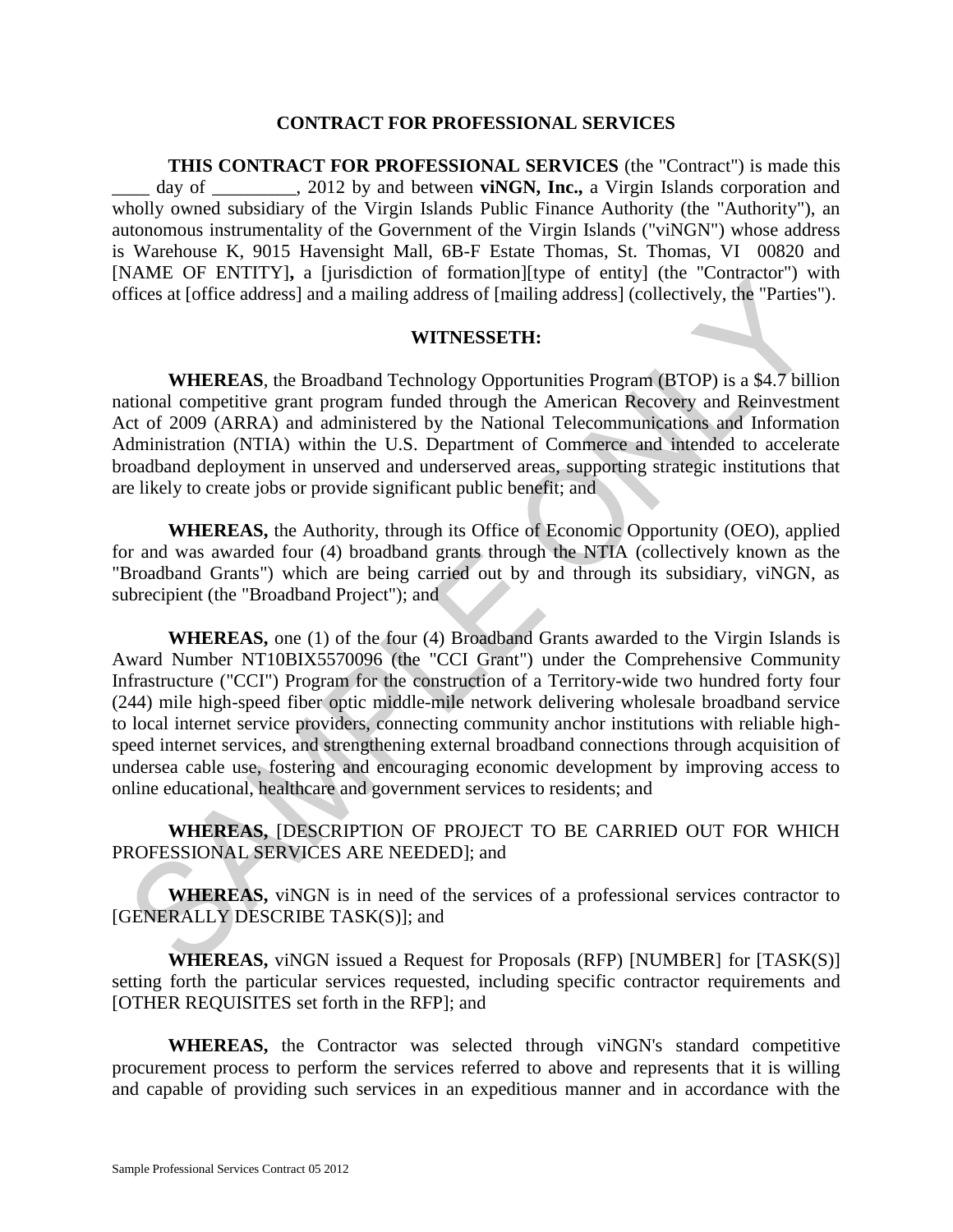**CONTRACT FOR PROFESSIONAL SERVICES**

**THIS CONTRACT FOR PROFESSIONAL SERVICES** (the "Contract") is made this ____ day of _________, 2012 by and between **viNGN, Inc.,** a Virgin Islands corporation and wholly owned subsidiary of the Virgin Islands Public Finance Authority (the "Authority"), an autonomous instrumentality of the Government of the Virgin Islands ("viNGN") whose address is Warehouse K, 9015 Havensight Mall, 6B-F Estate Thomas, St. Thomas, VI 00820 and [NAME OF ENTITY]**,** a [jurisdiction of formation][type of entity] (the "Contractor") with offices at [office address] and a mailing address of [mailing address] (collectively, the "Parties").

**WITNESSETH:**

**WHEREAS**, the Broadband Technology Opportunities Program (BTOP) is a $4.7 billion national competitive grant program funded through the American Recovery and Reinvestment Act of 2009 (ARRA) and administered by the National Telecommunications and Information Administration (NTIA) within the U.S. Department of Commerce and intended to accelerate broadband deployment in unserved and underserved areas, supporting strategic institutions that are likely to create jobs or provide significant public benefit; and

**WHEREAS,** the Authority, through its Office of Economic Opportunity (OEO), applied for and was awarded four (4) broadband grants through the NTIA (collectively known as the "Broadband Grants") which are being carried out by and through its subsidiary, viNGN, as subrecipient (the "Broadband Project"); and

**WHEREAS,** one (1) of the four (4) Broadband Grants awarded to the Virgin Islands is Award Number NT10BIX5570096 (the "CCI Grant") under the Comprehensive Community Infrastructure ("CCI") Program for the construction of a Territory-wide two hundred forty four (244) mile high-speed fiber optic middle-mile network delivering wholesale broadband service to local internet service providers, connecting community anchor institutions with reliable high-speed internet services, and strengthening external broadband connections through acquisition of undersea cable use, fostering and encouraging economic development by improving access to online educational, healthcare and government services to residents; and

**WHEREAS,** [DESCRIPTION OF PROJECT TO BE CARRIED OUT FOR WHICH PROFESSIONAL SERVICES ARE NEEDED]; and

**WHEREAS,** viNGN is in need of the services of a professional services contractor to [GENERALLY DESCRIBE TASK(S)]; and

**WHEREAS,** viNGN issued a Request for Proposals (RFP) [NUMBER] for [TASK(S)] setting forth the particular services requested, including specific contractor requirements and [OTHER REQUISITES set forth in the RFP]; and

**WHEREAS,** the Contractor was selected through viNGN's standard competitive procurement process to perform the services referred to above and represents that it is willing and capable of providing such services in an expeditious manner and in accordance with the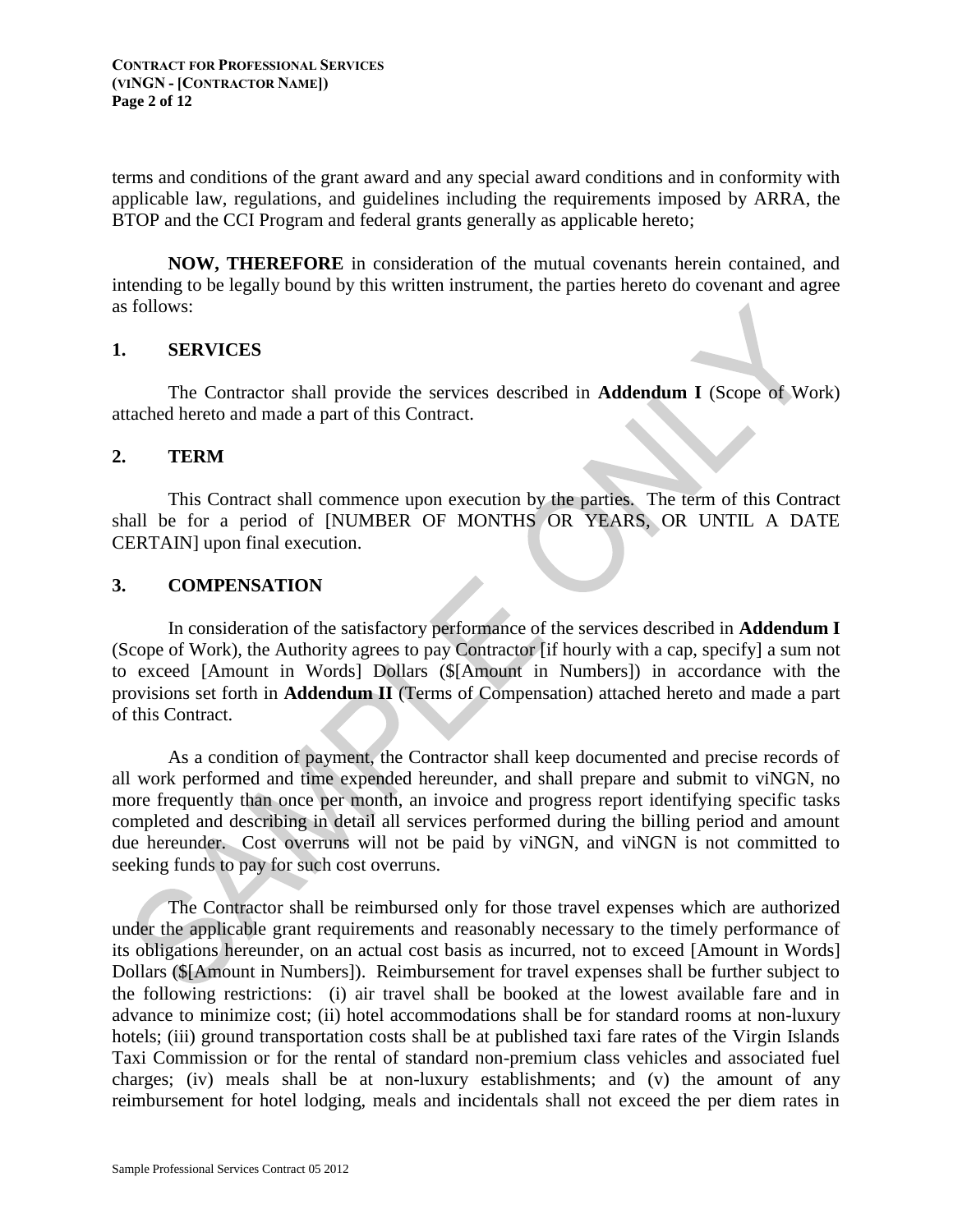terms and conditions of the grant award and any special award conditions and in conformity with applicable law, regulations, and guidelines including the requirements imposed by ARRA, the BTOP and the CCI Program and federal grants generally as applicable hereto;

**NOW, THEREFORE** in consideration of the mutual covenants herein contained, and intending to be legally bound by this written instrument, the parties hereto do covenant and agree as follows:

## 1. SERVICES

The Contractor shall provide the services described in **Addendum I** (Scope of Work) attached hereto and made a part of this Contract.

## 2. TERM

This Contract shall commence upon execution by the parties. The term of this Contract shall be for a period of [NUMBER OF MONTHS OR YEARS, OR UNTIL A DATE CERTAIN] upon final execution.

## 3. COMPENSATION

In consideration of the satisfactory performance of the services described in **Addendum I** (Scope of Work), the Authority agrees to pay Contractor [if hourly with a cap, specify] a sum not to exceed [Amount in Words] Dollars ($[Amount in Numbers]) in accordance with the provisions set forth in **Addendum II** (Terms of Compensation) attached hereto and made a part of this Contract.

As a condition of payment, the Contractor shall keep documented and precise records of all work performed and time expended hereunder, and shall prepare and submit to viNGN, no more frequently than once per month, an invoice and progress report identifying specific tasks completed and describing in detail all services performed during the billing period and amount due hereunder. Cost overruns will not be paid by viNGN, and viNGN is not committed to seeking funds to pay for such cost overruns.

The Contractor shall be reimbursed only for those travel expenses which are authorized under the applicable grant requirements and reasonably necessary to the timely performance of its obligations hereunder, on an actual cost basis as incurred, not to exceed [Amount in Words] Dollars ($[Amount in Numbers]). Reimbursement for travel expenses shall be further subject to the following restrictions: (i) air travel shall be booked at the lowest available fare and in advance to minimize cost; (ii) hotel accommodations shall be for standard rooms at non-luxury hotels; (iii) ground transportation costs shall be at published taxi fare rates of the Virgin Islands Taxi Commission or for the rental of standard non-premium class vehicles and associated fuel charges; (iv) meals shall be at non-luxury establishments; and (v) the amount of any reimbursement for hotel lodging, meals and incidentals shall not exceed the per diem rates in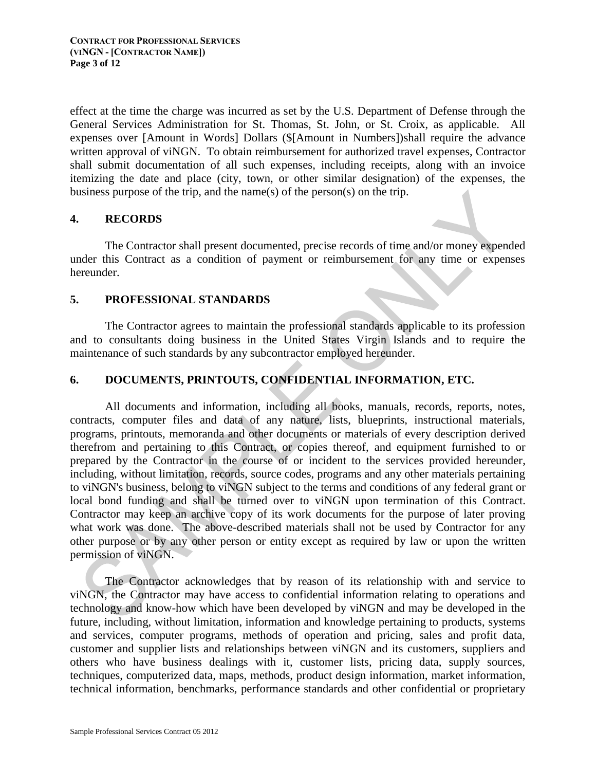effect at the time the charge was incurred as set by the U.S. Department of Defense through the General Services Administration for St. Thomas, St. John, or St. Croix, as applicable. All expenses over [Amount in Words] Dollars ($[Amount in Numbers])shall require the advance written approval of viNGN. To obtain reimbursement for authorized travel expenses, Contractor shall submit documentation of all such expenses, including receipts, along with an invoice itemizing the date and place (city, town, or other similar designation) of the expenses, the business purpose of the trip, and the name(s) of the person(s) on the trip.

## 4. RECORDS

The Contractor shall present documented, precise records of time and/or money expended under this Contract as a condition of payment or reimbursement for any time or expenses hereunder.

## 5. PROFESSIONAL STANDARDS

The Contractor agrees to maintain the professional standards applicable to its profession and to consultants doing business in the United States Virgin Islands and to require the maintenance of such standards by any subcontractor employed hereunder.

## 6. DOCUMENTS, PRINTOUTS, CONFIDENTIAL INFORMATION, ETC.

All documents and information, including all books, manuals, records, reports, notes, contracts, computer files and data of any nature, lists, blueprints, instructional materials, programs, printouts, memoranda and other documents or materials of every description derived therefrom and pertaining to this Contract, or copies thereof, and equipment furnished to or prepared by the Contractor in the course of or incident to the services provided hereunder, including, without limitation, records, source codes, programs and any other materials pertaining to viNGN's business, belong to viNGN subject to the terms and conditions of any federal grant or local bond funding and shall be turned over to viNGN upon termination of this Contract. Contractor may keep an archive copy of its work documents for the purpose of later proving what work was done. The above-described materials shall not be used by Contractor for any other purpose or by any other person or entity except as required by law or upon the written permission of viNGN.

The Contractor acknowledges that by reason of its relationship with and service to viNGN, the Contractor may have access to confidential information relating to operations and technology and know-how which have been developed by viNGN and may be developed in the future, including, without limitation, information and knowledge pertaining to products, systems and services, computer programs, methods of operation and pricing, sales and profit data, customer and supplier lists and relationships between viNGN and its customers, suppliers and others who have business dealings with it, customer lists, pricing data, supply sources, techniques, computerized data, maps, methods, product design information, market information, technical information, benchmarks, performance standards and other confidential or proprietary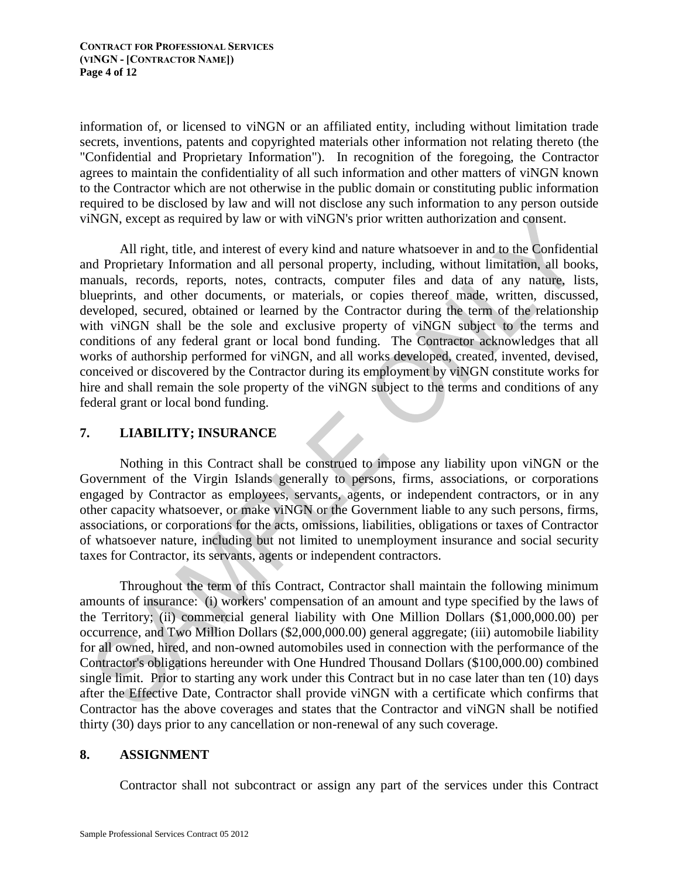information of, or licensed to viNGN or an affiliated entity, including without limitation trade secrets, inventions, patents and copyrighted materials other information not relating thereto (the "Confidential and Proprietary Information"). In recognition of the foregoing, the Contractor agrees to maintain the confidentiality of all such information and other matters of viNGN known to the Contractor which are not otherwise in the public domain or constituting public information required to be disclosed by law and will not disclose any such information to any person outside viNGN, except as required by law or with viNGN's prior written authorization and consent.

All right, title, and interest of every kind and nature whatsoever in and to the Confidential and Proprietary Information and all personal property, including, without limitation, all books, manuals, records, reports, notes, contracts, computer files and data of any nature, lists, blueprints, and other documents, or materials, or copies thereof made, written, discussed, developed, secured, obtained or learned by the Contractor during the term of the relationship with viNGN shall be the sole and exclusive property of viNGN subject to the terms and conditions of any federal grant or local bond funding. The Contractor acknowledges that all works of authorship performed for viNGN, and all works developed, created, invented, devised, conceived or discovered by the Contractor during its employment by viNGN constitute works for hire and shall remain the sole property of the viNGN subject to the terms and conditions of any federal grant or local bond funding.

## 7. LIABILITY; INSURANCE

Nothing in this Contract shall be construed to impose any liability upon viNGN or the Government of the Virgin Islands generally to persons, firms, associations, or corporations engaged by Contractor as employees, servants, agents, or independent contractors, or in any other capacity whatsoever, or make viNGN or the Government liable to any such persons, firms, associations, or corporations for the acts, omissions, liabilities, obligations or taxes of Contractor of whatsoever nature, including but not limited to unemployment insurance and social security taxes for Contractor, its servants, agents or independent contractors.

Throughout the term of this Contract, Contractor shall maintain the following minimum amounts of insurance: (i) workers' compensation of an amount and type specified by the laws of the Territory; (ii) commercial general liability with One Million Dollars ($1,000,000.00) per occurrence, and Two Million Dollars ($2,000,000.00) general aggregate; (iii) automobile liability for all owned, hired, and non-owned automobiles used in connection with the performance of the Contractor's obligations hereunder with One Hundred Thousand Dollars ($100,000.00) combined single limit. Prior to starting any work under this Contract but in no case later than ten (10) days after the Effective Date, Contractor shall provide viNGN with a certificate which confirms that Contractor has the above coverages and states that the Contractor and viNGN shall be notified thirty (30) days prior to any cancellation or non-renewal of any such coverage.

## 8. ASSIGNMENT

Contractor shall not subcontract or assign any part of the services under this Contract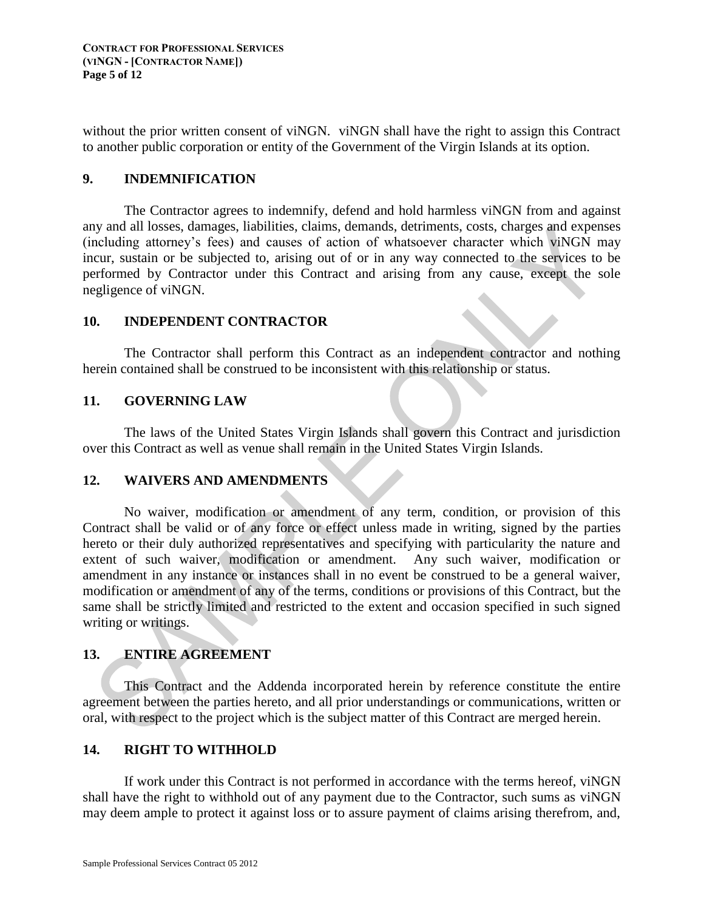without the prior written consent of viNGN. viNGN shall have the right to assign this Contract to another public corporation or entity of the Government of the Virgin Islands at its option.

## 9. INDEMNIFICATION

The Contractor agrees to indemnify, defend and hold harmless viNGN from and against any and all losses, damages, liabilities, claims, demands, detriments, costs, charges and expenses (including attorney's fees) and causes of action of whatsoever character which viNGN may incur, sustain or be subjected to, arising out of or in any way connected to the services to be performed by Contractor under this Contract and arising from any cause, except the sole negligence of viNGN.

## 10. INDEPENDENT CONTRACTOR

The Contractor shall perform this Contract as an independent contractor and nothing herein contained shall be construed to be inconsistent with this relationship or status.

## 11. GOVERNING LAW

The laws of the United States Virgin Islands shall govern this Contract and jurisdiction over this Contract as well as venue shall remain in the United States Virgin Islands.

## 12. WAIVERS AND AMENDMENTS

No waiver, modification or amendment of any term, condition, or provision of this Contract shall be valid or of any force or effect unless made in writing, signed by the parties hereto or their duly authorized representatives and specifying with particularity the nature and extent of such waiver, modification or amendment. Any such waiver, modification or amendment in any instance or instances shall in no event be construed to be a general waiver, modification or amendment of any of the terms, conditions or provisions of this Contract, but the same shall be strictly limited and restricted to the extent and occasion specified in such signed writing or writings.

## 13. ENTIRE AGREEMENT

This Contract and the Addenda incorporated herein by reference constitute the entire agreement between the parties hereto, and all prior understandings or communications, written or oral, with respect to the project which is the subject matter of this Contract are merged herein.

## 14. RIGHT TO WITHHOLD

If work under this Contract is not performed in accordance with the terms hereof, viNGN shall have the right to withhold out of any payment due to the Contractor, such sums as viNGN may deem ample to protect it against loss or to assure payment of claims arising therefrom, and,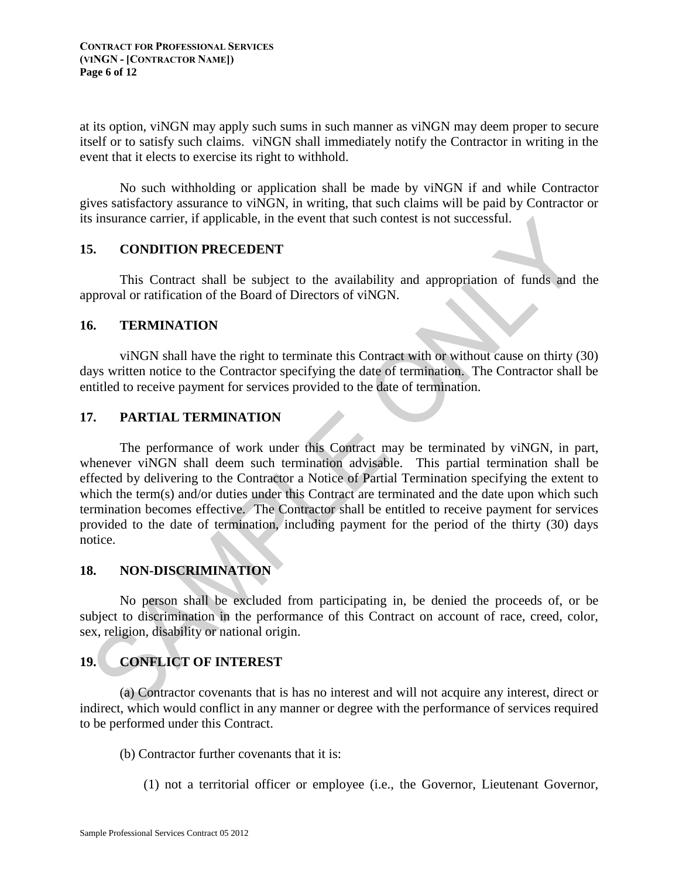at its option, viNGN may apply such sums in such manner as viNGN may deem proper to secure itself or to satisfy such claims. viNGN shall immediately notify the Contractor in writing in the event that it elects to exercise its right to withhold.

No such withholding or application shall be made by viNGN if and while Contractor gives satisfactory assurance to viNGN, in writing, that such claims will be paid by Contractor or its insurance carrier, if applicable, in the event that such contest is not successful.

## 15. CONDITION PRECEDENT

This Contract shall be subject to the availability and appropriation of funds and the approval or ratification of the Board of Directors of viNGN.

## 16. TERMINATION

viNGN shall have the right to terminate this Contract with or without cause on thirty (30) days written notice to the Contractor specifying the date of termination. The Contractor shall be entitled to receive payment for services provided to the date of termination.

## 17. PARTIAL TERMINATION

The performance of work under this Contract may be terminated by viNGN, in part, whenever viNGN shall deem such termination advisable. This partial termination shall be effected by delivering to the Contractor a Notice of Partial Termination specifying the extent to which the term(s) and/or duties under this Contract are terminated and the date upon which such termination becomes effective. The Contractor shall be entitled to receive payment for services provided to the date of termination, including payment for the period of the thirty (30) days notice.

## 18. NON-DISCRIMINATION

No person shall be excluded from participating in, be denied the proceeds of, or be subject to discrimination in the performance of this Contract on account of race, creed, color, sex, religion, disability or national origin.

## 19. CONFLICT OF INTEREST

(a) Contractor covenants that is has no interest and will not acquire any interest, direct or indirect, which would conflict in any manner or degree with the performance of services required to be performed under this Contract.

(b) Contractor further covenants that it is:

(1) not a territorial officer or employee (i.e., the Governor, Lieutenant Governor,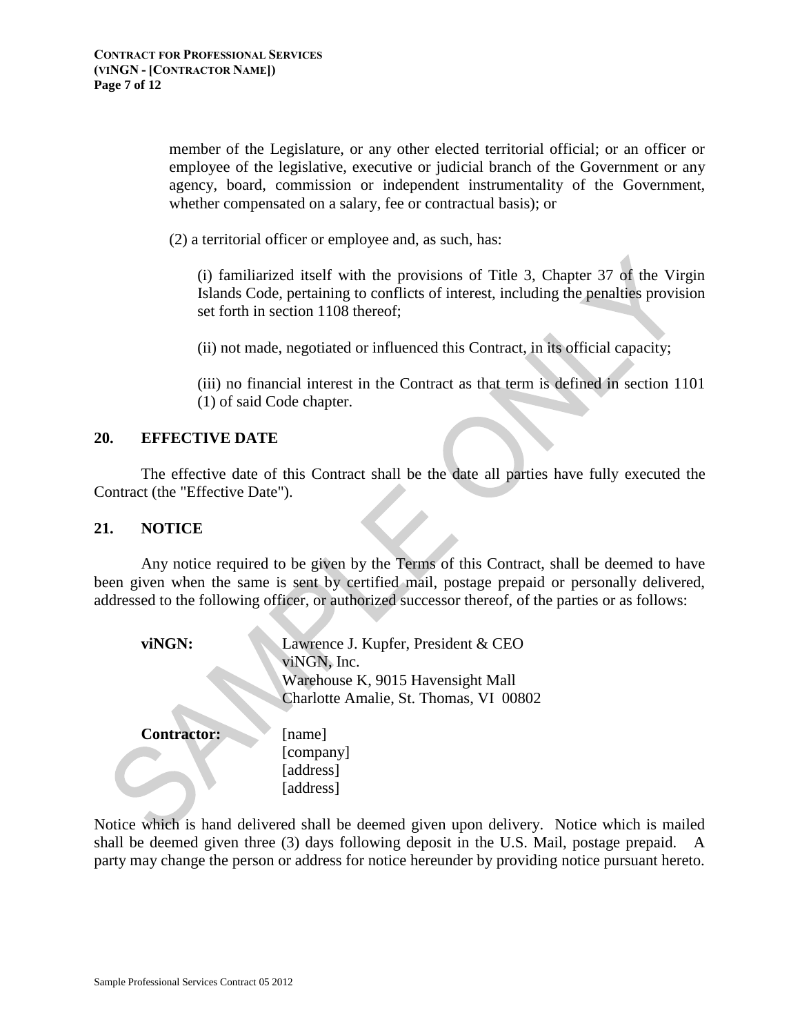member of the Legislature, or any other elected territorial official; or an officer or employee of the legislative, executive or judicial branch of the Government or any agency, board, commission or independent instrumentality of the Government, whether compensated on a salary, fee or contractual basis); or

(2) a territorial officer or employee and, as such, has:

(i) familiarized itself with the provisions of Title 3, Chapter 37 of the Virgin Islands Code, pertaining to conflicts of interest, including the penalties provision set forth in section 1108 thereof;

(ii) not made, negotiated or influenced this Contract, in its official capacity;

(iii) no financial interest in the Contract as that term is defined in section 1101 (1) of said Code chapter.

## 20. EFFECTIVE DATE

The effective date of this Contract shall be the date all parties have fully executed the Contract (the "Effective Date").

## 21. NOTICE

Any notice required to be given by the Terms of this Contract, shall be deemed to have been given when the same is sent by certified mail, postage prepaid or personally delivered, addressed to the following officer, or authorized successor thereof, of the parties or as follows:

**viNGN:**
Lawrence J. Kupfer, President & CEO
viNGN, Inc.
Warehouse K, 9015 Havensight Mall
Charlotte Amalie, St. Thomas, VI 00802

**Contractor:**
[name]
[company]
[address]
[address]

Notice which is hand delivered shall be deemed given upon delivery. Notice which is mailed shall be deemed given three (3) days following deposit in the U.S. Mail, postage prepaid. A party may change the person or address for notice hereunder by providing notice pursuant hereto.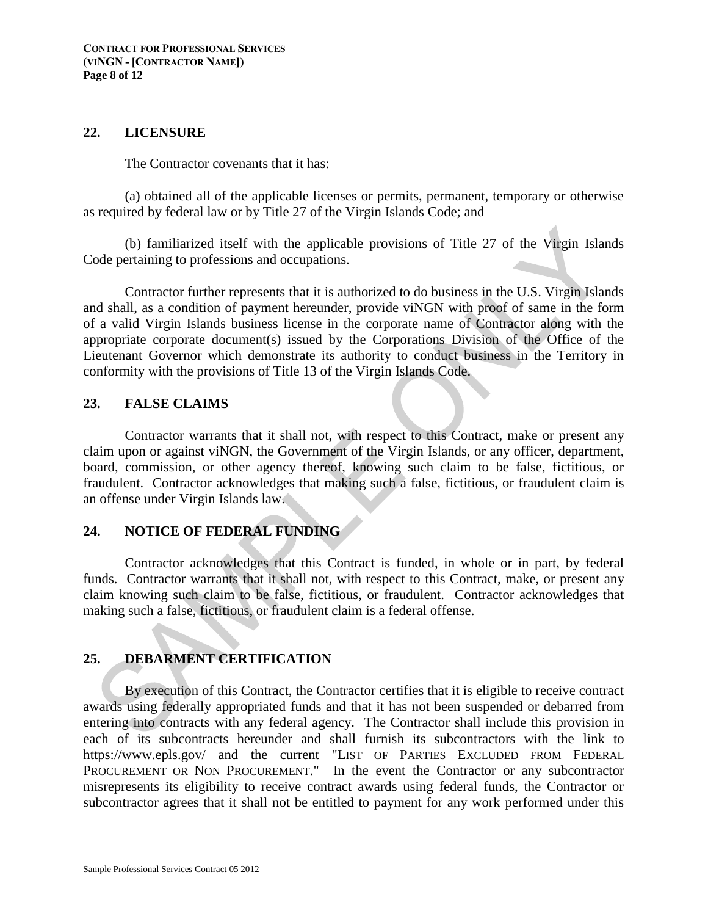## 22. LICENSURE

The Contractor covenants that it has:

(a) obtained all of the applicable licenses or permits, permanent, temporary or otherwise as required by federal law or by Title 27 of the Virgin Islands Code; and

(b) familiarized itself with the applicable provisions of Title 27 of the Virgin Islands Code pertaining to professions and occupations.

Contractor further represents that it is authorized to do business in the U.S. Virgin Islands and shall, as a condition of payment hereunder, provide viNGN with proof of same in the form of a valid Virgin Islands business license in the corporate name of Contractor along with the appropriate corporate document(s) issued by the Corporations Division of the Office of the Lieutenant Governor which demonstrate its authority to conduct business in the Territory in conformity with the provisions of Title 13 of the Virgin Islands Code.

## 23. FALSE CLAIMS

Contractor warrants that it shall not, with respect to this Contract, make or present any claim upon or against viNGN, the Government of the Virgin Islands, or any officer, department, board, commission, or other agency thereof, knowing such claim to be false, fictitious, or fraudulent. Contractor acknowledges that making such a false, fictitious, or fraudulent claim is an offense under Virgin Islands law.

## 24. NOTICE OF FEDERAL FUNDING

Contractor acknowledges that this Contract is funded, in whole or in part, by federal funds. Contractor warrants that it shall not, with respect to this Contract, make, or present any claim knowing such claim to be false, fictitious, or fraudulent. Contractor acknowledges that making such a false, fictitious, or fraudulent claim is a federal offense.

## 25. DEBARMENT CERTIFICATION

By execution of this Contract, the Contractor certifies that it is eligible to receive contract awards using federally appropriated funds and that it has not been suspended or debarred from entering into contracts with any federal agency. The Contractor shall include this provision in each of its subcontracts hereunder and shall furnish its subcontractors with the link to https://www.epls.gov/ and the current "LIST OF PARTIES EXCLUDED FROM FEDERAL PROCUREMENT OR NON PROCUREMENT." In the event the Contractor or any subcontractor misrepresents its eligibility to receive contract awards using federal funds, the Contractor or subcontractor agrees that it shall not be entitled to payment for any work performed under this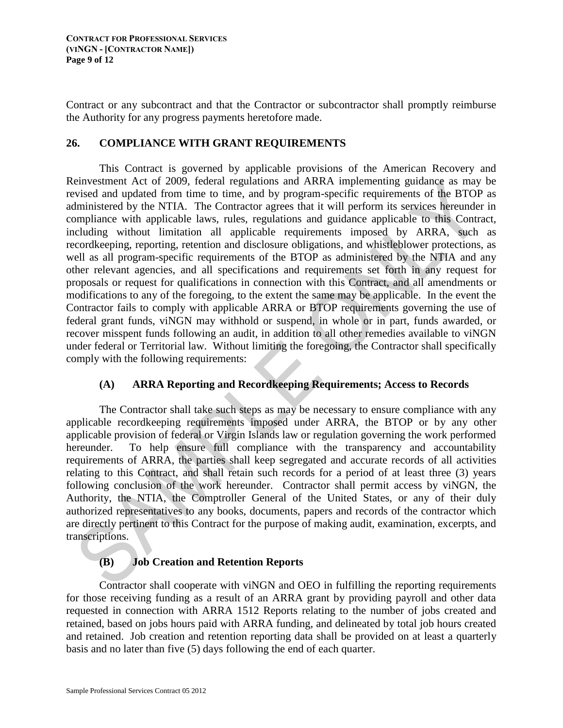Contract or any subcontract and that the Contractor or subcontractor shall promptly reimburse the Authority for any progress payments heretofore made.

## 26. COMPLIANCE WITH GRANT REQUIREMENTS

This Contract is governed by applicable provisions of the American Recovery and Reinvestment Act of 2009, federal regulations and ARRA implementing guidance as may be revised and updated from time to time, and by program-specific requirements of the BTOP as administered by the NTIA. The Contractor agrees that it will perform its services hereunder in compliance with applicable laws, rules, regulations and guidance applicable to this Contract, including without limitation all applicable requirements imposed by ARRA, such as recordkeeping, reporting, retention and disclosure obligations, and whistleblower protections, as well as all program-specific requirements of the BTOP as administered by the NTIA and any other relevant agencies, and all specifications and requirements set forth in any request for proposals or request for qualifications in connection with this Contract, and all amendments or modifications to any of the foregoing, to the extent the same may be applicable. In the event the Contractor fails to comply with applicable ARRA or BTOP requirements governing the use of federal grant funds, viNGN may withhold or suspend, in whole or in part, funds awarded, or recover misspent funds following an audit, in addition to all other remedies available to viNGN under federal or Territorial law. Without limiting the foregoing, the Contractor shall specifically comply with the following requirements:

### (A) ARRA Reporting and Recordkeeping Requirements; Access to Records

The Contractor shall take such steps as may be necessary to ensure compliance with any applicable recordkeeping requirements imposed under ARRA, the BTOP or by any other applicable provision of federal or Virgin Islands law or regulation governing the work performed hereunder. To help ensure full compliance with the transparency and accountability requirements of ARRA, the parties shall keep segregated and accurate records of all activities relating to this Contract, and shall retain such records for a period of at least three (3) years following conclusion of the work hereunder. Contractor shall permit access by viNGN, the Authority, the NTIA, the Comptroller General of the United States, or any of their duly authorized representatives to any books, documents, papers and records of the contractor which are directly pertinent to this Contract for the purpose of making audit, examination, excerpts, and transcriptions.

### (B) Job Creation and Retention Reports

Contractor shall cooperate with viNGN and OEO in fulfilling the reporting requirements for those receiving funding as a result of an ARRA grant by providing payroll and other data requested in connection with ARRA 1512 Reports relating to the number of jobs created and retained, based on jobs hours paid with ARRA funding, and delineated by total job hours created and retained. Job creation and retention reporting data shall be provided on at least a quarterly basis and no later than five (5) days following the end of each quarter.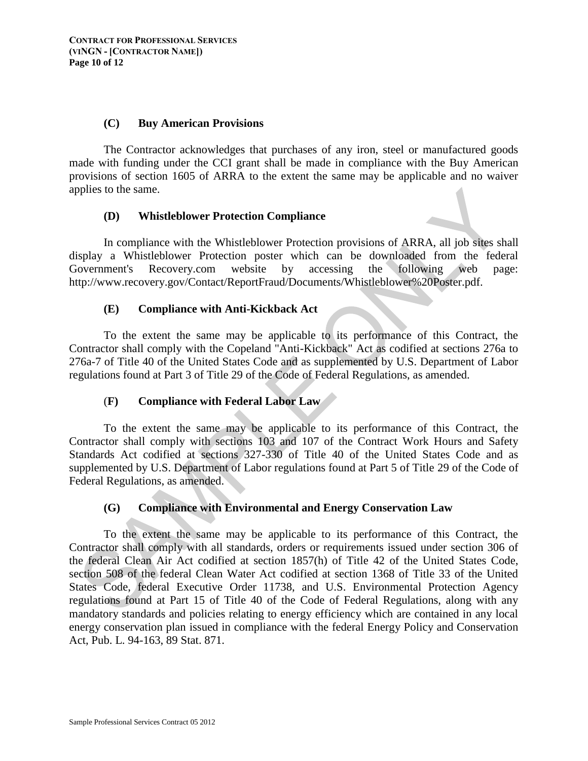### (C) Buy American Provisions

The Contractor acknowledges that purchases of any iron, steel or manufactured goods made with funding under the CCI grant shall be made in compliance with the Buy American provisions of section 1605 of ARRA to the extent the same may be applicable and no waiver applies to the same.

### (D) Whistleblower Protection Compliance

In compliance with the Whistleblower Protection provisions of ARRA, all job sites shall display a Whistleblower Protection poster which can be downloaded from the federal Government's Recovery.com website by accessing the following web page: http://www.recovery.gov/Contact/ReportFraud/Documents/Whistleblower%20Poster.pdf.

### (E) Compliance with Anti-Kickback Act

To the extent the same may be applicable to its performance of this Contract, the Contractor shall comply with the Copeland "Anti-Kickback" Act as codified at sections 276a to 276a-7 of Title 40 of the United States Code and as supplemented by U.S. Department of Labor regulations found at Part 3 of Title 29 of the Code of Federal Regulations, as amended.

### (F) Compliance with Federal Labor Law

To the extent the same may be applicable to its performance of this Contract, the Contractor shall comply with sections 103 and 107 of the Contract Work Hours and Safety Standards Act codified at sections 327-330 of Title 40 of the United States Code and as supplemented by U.S. Department of Labor regulations found at Part 5 of Title 29 of the Code of Federal Regulations, as amended.

### (G) Compliance with Environmental and Energy Conservation Law

To the extent the same may be applicable to its performance of this Contract, the Contractor shall comply with all standards, orders or requirements issued under section 306 of the federal Clean Air Act codified at section 1857(h) of Title 42 of the United States Code, section 508 of the federal Clean Water Act codified at section 1368 of Title 33 of the United States Code, federal Executive Order 11738, and U.S. Environmental Protection Agency regulations found at Part 15 of Title 40 of the Code of Federal Regulations, along with any mandatory standards and policies relating to energy efficiency which are contained in any local energy conservation plan issued in compliance with the federal Energy Policy and Conservation Act, Pub. L. 94-163, 89 Stat. 871.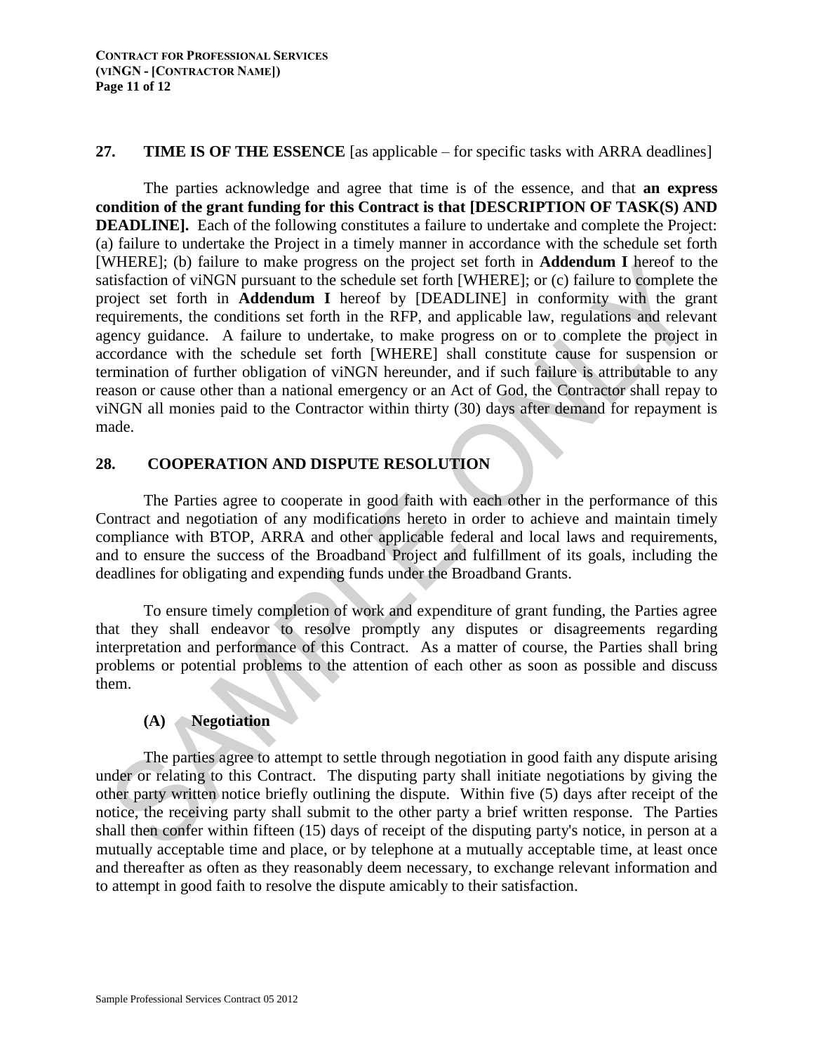## 27. TIME IS OF THE ESSENCE [as applicable – for specific tasks with ARRA deadlines]

The parties acknowledge and agree that time is of the essence, and that **an express condition of the grant funding for this Contract is that [DESCRIPTION OF TASK(S) AND DEADLINE].** Each of the following constitutes a failure to undertake and complete the Project: (a) failure to undertake the Project in a timely manner in accordance with the schedule set forth [WHERE]; (b) failure to make progress on the project set forth in **Addendum I** hereof to the satisfaction of viNGN pursuant to the schedule set forth [WHERE]; or (c) failure to complete the project set forth in **Addendum I** hereof by [DEADLINE] in conformity with the grant requirements, the conditions set forth in the RFP, and applicable law, regulations and relevant agency guidance. A failure to undertake, to make progress on or to complete the project in accordance with the schedule set forth [WHERE] shall constitute cause for suspension or termination of further obligation of viNGN hereunder, and if such failure is attributable to any reason or cause other than a national emergency or an Act of God, the Contractor shall repay to viNGN all monies paid to the Contractor within thirty (30) days after demand for repayment is made.

## 28. COOPERATION AND DISPUTE RESOLUTION

The Parties agree to cooperate in good faith with each other in the performance of this Contract and negotiation of any modifications hereto in order to achieve and maintain timely compliance with BTOP, ARRA and other applicable federal and local laws and requirements, and to ensure the success of the Broadband Project and fulfillment of its goals, including the deadlines for obligating and expending funds under the Broadband Grants.

To ensure timely completion of work and expenditure of grant funding, the Parties agree that they shall endeavor to resolve promptly any disputes or disagreements regarding interpretation and performance of this Contract. As a matter of course, the Parties shall bring problems or potential problems to the attention of each other as soon as possible and discuss them.

### (A) Negotiation

The parties agree to attempt to settle through negotiation in good faith any dispute arising under or relating to this Contract. The disputing party shall initiate negotiations by giving the other party written notice briefly outlining the dispute. Within five (5) days after receipt of the notice, the receiving party shall submit to the other party a brief written response. The Parties shall then confer within fifteen (15) days of receipt of the disputing party's notice, in person at a mutually acceptable time and place, or by telephone at a mutually acceptable time, at least once and thereafter as often as they reasonably deem necessary, to exchange relevant information and to attempt in good faith to resolve the dispute amicably to their satisfaction.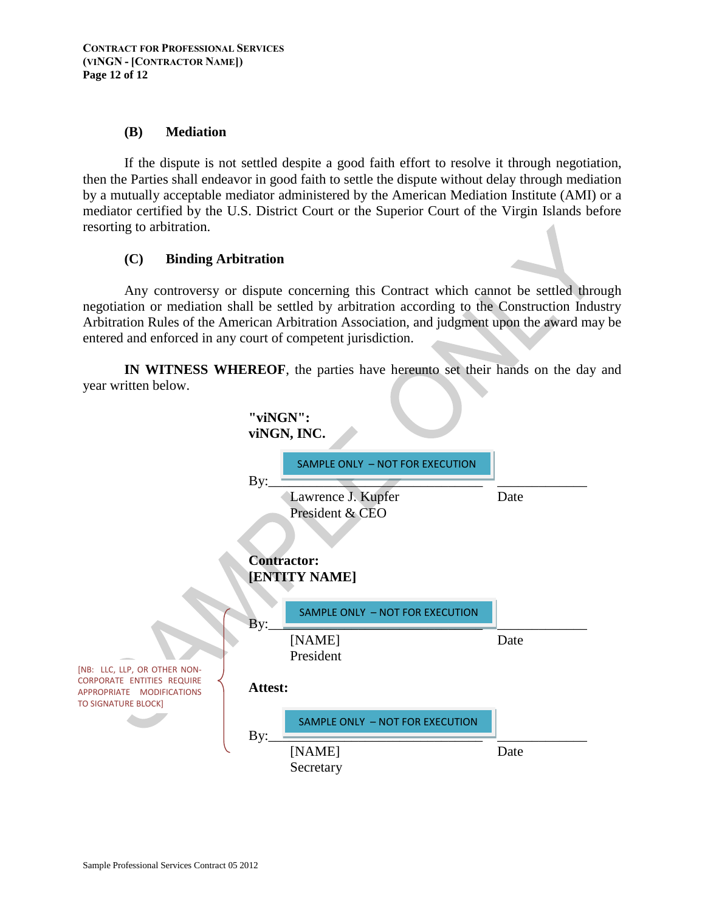### (B) Mediation

If the dispute is not settled despite a good faith effort to resolve it through negotiation, then the Parties shall endeavor in good faith to settle the dispute without delay through mediation by a mutually acceptable mediator administered by the American Mediation Institute (AMI) or a mediator certified by the U.S. District Court or the Superior Court of the Virgin Islands before resorting to arbitration.

### (C) Binding Arbitration

Any controversy or dispute concerning this Contract which cannot be settled through negotiation or mediation shall be settled by arbitration according to the Construction Industry Arbitration Rules of the American Arbitration Association, and judgment upon the award may be entered and enforced in any court of competent jurisdiction.

**IN WITNESS WHEREOF**, the parties have hereunto set their hands on the day and year written below.

**"viNGN":**
**viNGN, INC.**

SAMPLE ONLY – NOT FOR EXECUTION

By:______________________________ ____________
Lawrence J. Kupfer Date
President & CEO

**Contractor:**
**[ENTITY NAME]**

SAMPLE ONLY – NOT FOR EXECUTION

By:______________________________ ____________
[NAME] Date
President

**Attest:**

SAMPLE ONLY – NOT FOR EXECUTION

By:______________________________ ____________
[NAME] Date
Secretary

[NB: LLC, LLP, OR OTHER NON-CORPORATE ENTITIES REQUIRE APPROPRIATE MODIFICATIONS TO SIGNATURE BLOCK]

SAMPLE ONLY

Sample Professional Services Contract 05 2012